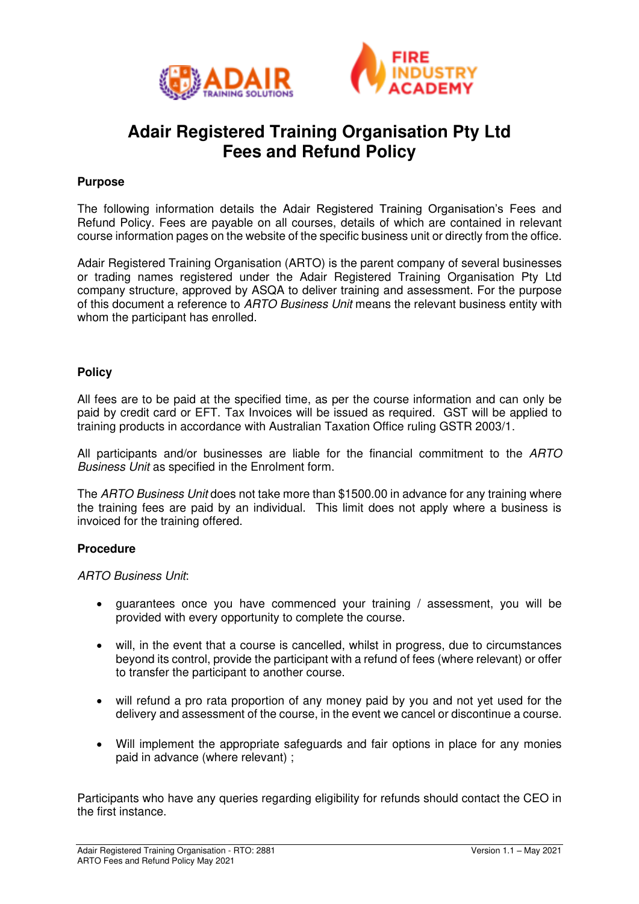# Adair Registered Training Organisation Pty Ltd
# Fees and Refund Policy

## Purpose

The following information details the Adair Registered Training Organisation's Fees and Refund Policy. Fees are payable on all courses, details of which are contained in relevant course information pages on the website of the specific business unit or directly from the office.

Adair Registered Training Organisation (ARTO) is the parent company of several businesses or trading names registered under the Adair Registered Training Organisation Pty Ltd company structure, approved by ASQA to deliver training and assessment. For the purpose of this document a reference to *ARTO Business Unit* means the relevant business entity with whom the participant has enrolled.

## Policy

All fees are to be paid at the specified time, as per the course information and can only be paid by credit card or EFT. Tax Invoices will be issued as required. GST will be applied to training products in accordance with Australian Taxation Office ruling GSTR 2003/1.

All participants and/or businesses are liable for the financial commitment to the *ARTO Business Unit* as specified in the Enrolment form.

The *ARTO Business Unit* does not take more than $1500.00 in advance for any training where the training fees are paid by an individual. This limit does not apply where a business is invoiced for the training offered.

## Procedure

*ARTO Business Unit*:

- guarantees once you have commenced your training / assessment, you will be provided with every opportunity to complete the course.
- will, in the event that a course is cancelled, whilst in progress, due to circumstances beyond its control, provide the participant with a refund of fees (where relevant) or offer to transfer the participant to another course.
- will refund a pro rata proportion of any money paid by you and not yet used for the delivery and assessment of the course, in the event we cancel or discontinue a course.
- Will implement the appropriate safeguards and fair options in place for any monies paid in advance (where relevant) ;

Participants who have any queries regarding eligibility for refunds should contact the CEO in the first instance.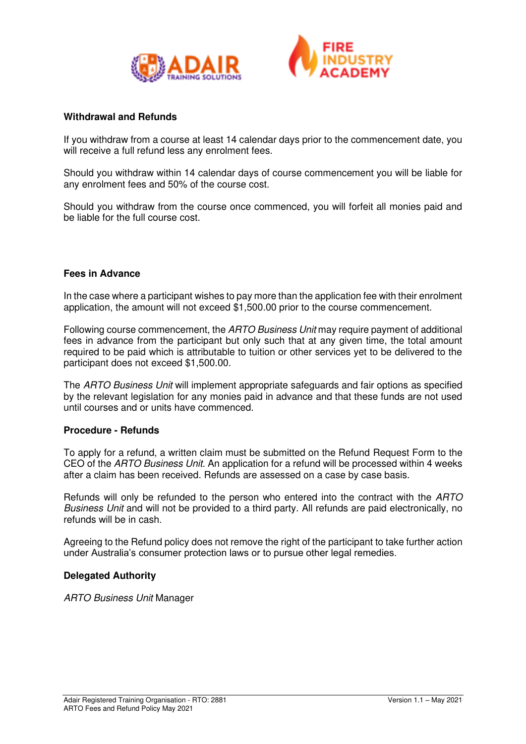**Withdrawal and Refunds**

If you withdraw from a course at least 14 calendar days prior to the commencement date, you will receive a full refund less any enrolment fees.

Should you withdraw within 14 calendar days of course commencement you will be liable for any enrolment fees and 50% of the course cost.

Should you withdraw from the course once commenced, you will forfeit all monies paid and be liable for the full course cost.

**Fees in Advance**

In the case where a participant wishes to pay more than the application fee with their enrolment application, the amount will not exceed $1,500.00 prior to the course commencement.

Following course commencement, the *ARTO Business Unit* may require payment of additional fees in advance from the participant but only such that at any given time, the total amount required to be paid which is attributable to tuition or other services yet to be delivered to the participant does not exceed $1,500.00.

The *ARTO Business Unit* will implement appropriate safeguards and fair options as specified by the relevant legislation for any monies paid in advance and that these funds are not used until courses and or units have commenced.

**Procedure - Refunds**

To apply for a refund, a written claim must be submitted on the Refund Request Form to the CEO of the *ARTO Business Unit*. An application for a refund will be processed within 4 weeks after a claim has been received. Refunds are assessed on a case by case basis.

Refunds will only be refunded to the person who entered into the contract with the *ARTO Business Unit* and will not be provided to a third party. All refunds are paid electronically, no refunds will be in cash.

Agreeing to the Refund policy does not remove the right of the participant to take further action under Australia's consumer protection laws or to pursue other legal remedies.

**Delegated Authority**

*ARTO Business Unit* Manager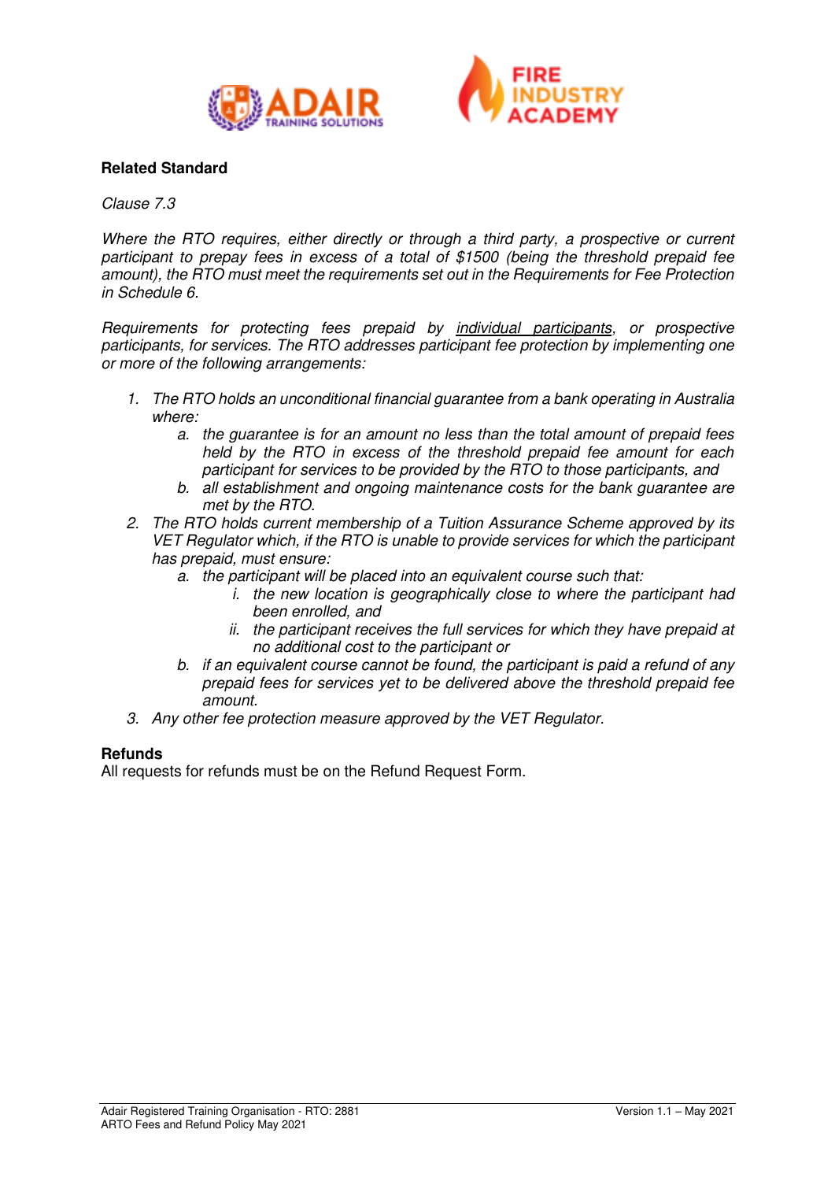**Related Standard**

*Clause 7.3*

*Where the RTO requires, either directly or through a third party, a prospective or current participant to prepay fees in excess of a total of $1500 (being the threshold prepaid fee amount), the RTO must meet the requirements set out in the Requirements for Fee Protection in Schedule 6.*

*Requirements for protecting fees prepaid by individual participants, or prospective participants, for services. The RTO addresses participant fee protection by implementing one or more of the following arrangements:*

1. *The RTO holds an unconditional financial guarantee from a bank operating in Australia where:*
   a. *the guarantee is for an amount no less than the total amount of prepaid fees held by the RTO in excess of the threshold prepaid fee amount for each participant for services to be provided by the RTO to those participants, and*
   b. *all establishment and ongoing maintenance costs for the bank guarantee are met by the RTO.*
2. *The RTO holds current membership of a Tuition Assurance Scheme approved by its VET Regulator which, if the RTO is unable to provide services for which the participant has prepaid, must ensure:*
   a. *the participant will be placed into an equivalent course such that:*
      i. *the new location is geographically close to where the participant had been enrolled, and*
      ii. *the participant receives the full services for which they have prepaid at no additional cost to the participant or*
   b. *if an equivalent course cannot be found, the participant is paid a refund of any prepaid fees for services yet to be delivered above the threshold prepaid fee amount.*
3. *Any other fee protection measure approved by the VET Regulator.*

**Refunds**

All requests for refunds must be on the Refund Request Form.